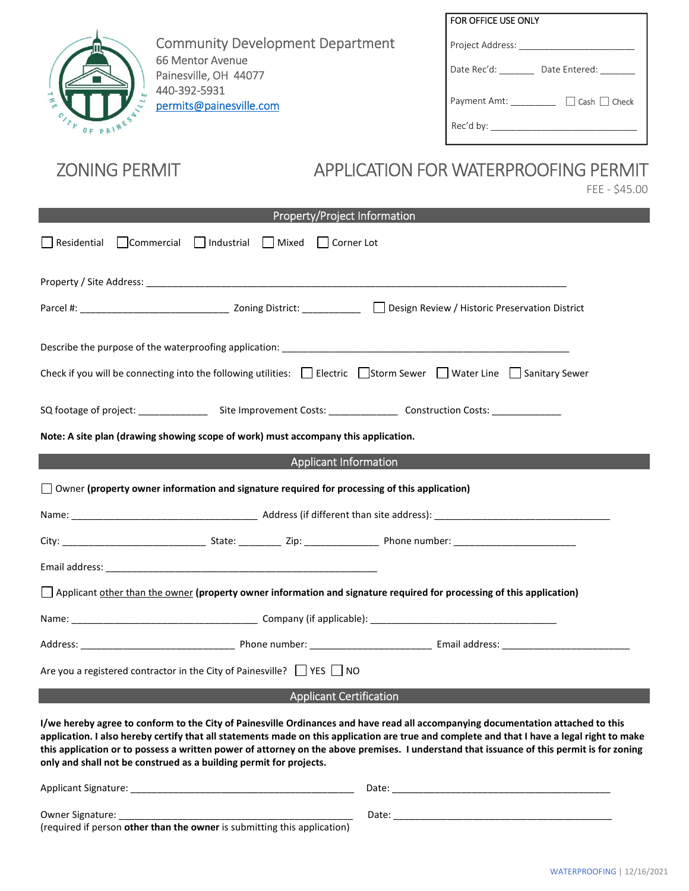Community Development Department
66 Mentor Avenue
Painesville, OH 44077
440-392-5931
permits@painesville.com

| FOR OFFICE USE ONLY |
|---|
| Project Address: ______________________ |
| Date Rec'd: _______ Date Entered: _______ |
| Payment Amt: _________ ☐ Cash ☐ Check |
| Rec'd by: ____________________________ |

# ZONING PERMIT

# APPLICATION FOR WATERPROOFING PERMIT

FEE - $45.00

## Property/Project Information

☐ Residential ☐ Commercial ☐ Industrial ☐ Mixed ☐ Corner Lot

Property / Site Address: ______________________________________________________________________________

Parcel #: ___________________________ Zoning District: ___________ ☐ Design Review / Historic Preservation District

Describe the purpose of the waterproofing application: ________________________________________________________

Check if you will be connecting into the following utilities: ☐ Electric ☐ Storm Sewer ☐ Water Line ☐ Sanitary Sewer

SQ footage of project: _____________ Site Improvement Costs: _____________ Construction Costs: _____________

**Note: A site plan (drawing showing scope of work) must accompany this application.**

## Applicant Information

☐ Owner **(property owner information and signature required for processing of this application)**

Name: __________________________________ Address (if different than site address): ________________________________

City: __________________________ State: ________ Zip: ______________ Phone number: _______________________

Email address: ___________________________________________________

☐ Applicant other than the owner **(property owner information and signature required for processing of this application)**

Name: __________________________________ Company (if applicable): __________________________________

Address: ____________________________ Phone number: ______________________ Email address: _______________________

Are you a registered contractor in the City of Painesville? ☐ YES ☐ NO

## Applicant Certification

**I/we hereby agree to conform to the City of Painesville Ordinances and have read all accompanying documentation attached to this application. I also hereby certify that all statements made on this application are true and complete and that I have a legal right to make this application or to possess a written power of attorney on the above premises. I understand that issuance of this permit is for zoning only and shall not be construed as a building permit for projects.**

Applicant Signature: _________________________________________ Date: __________________________________________

Owner Signature: ____________________________________________ Date: __________________________________________
(required if person **other than the owner** is submitting this application)

WATERPROOFING | 12/16/2021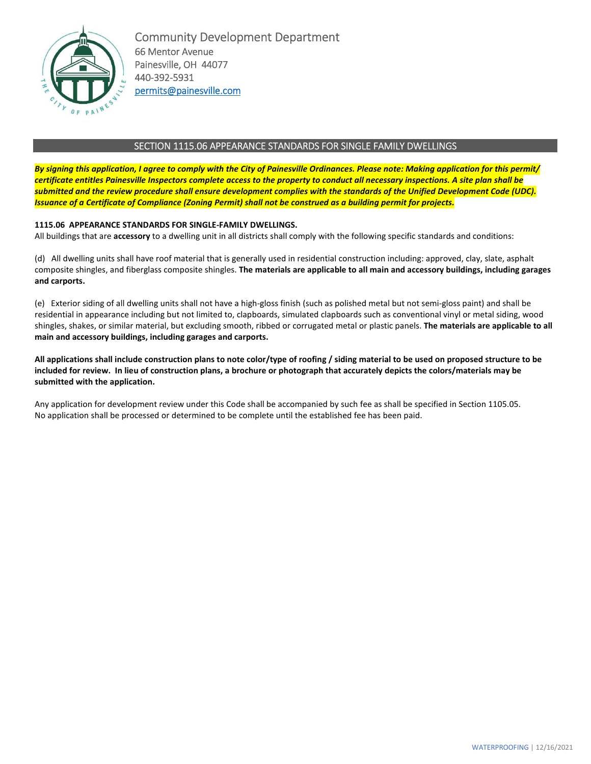Community Development Department
66 Mentor Avenue
Painesville, OH 44077
440-392-5931
permits@painesville.com

## SECTION 1115.06 APPEARANCE STANDARDS FOR SINGLE FAMILY DWELLINGS

***By signing this application, I agree to comply with the City of Painesville Ordinances. Please note: Making application for this permit/ certificate entitles Painesville Inspectors complete access to the property to conduct all necessary inspections. A site plan shall be submitted and the review procedure shall ensure development complies with the standards of the Unified Development Code (UDC). Issuance of a Certificate of Compliance (Zoning Permit) shall not be construed as a building permit for projects.***

**1115.06 APPEARANCE STANDARDS FOR SINGLE-FAMILY DWELLINGS.**
All buildings that are **accessory** to a dwelling unit in all districts shall comply with the following specific standards and conditions:

(d) All dwelling units shall have roof material that is generally used in residential construction including: approved, clay, slate, asphalt composite shingles, and fiberglass composite shingles. **The materials are applicable to all main and accessory buildings, including garages and carports.**

(e) Exterior siding of all dwelling units shall not have a high-gloss finish (such as polished metal but not semi-gloss paint) and shall be residential in appearance including but not limited to, clapboards, simulated clapboards such as conventional vinyl or metal siding, wood shingles, shakes, or similar material, but excluding smooth, ribbed or corrugated metal or plastic panels. **The materials are applicable to all main and accessory buildings, including garages and carports.**

**All applications shall include construction plans to note color/type of roofing / siding material to be used on proposed structure to be included for review. In lieu of construction plans, a brochure or photograph that accurately depicts the colors/materials may be submitted with the application.**

Any application for development review under this Code shall be accompanied by such fee as shall be specified in Section 1105.05.
No application shall be processed or determined to be complete until the established fee has been paid.